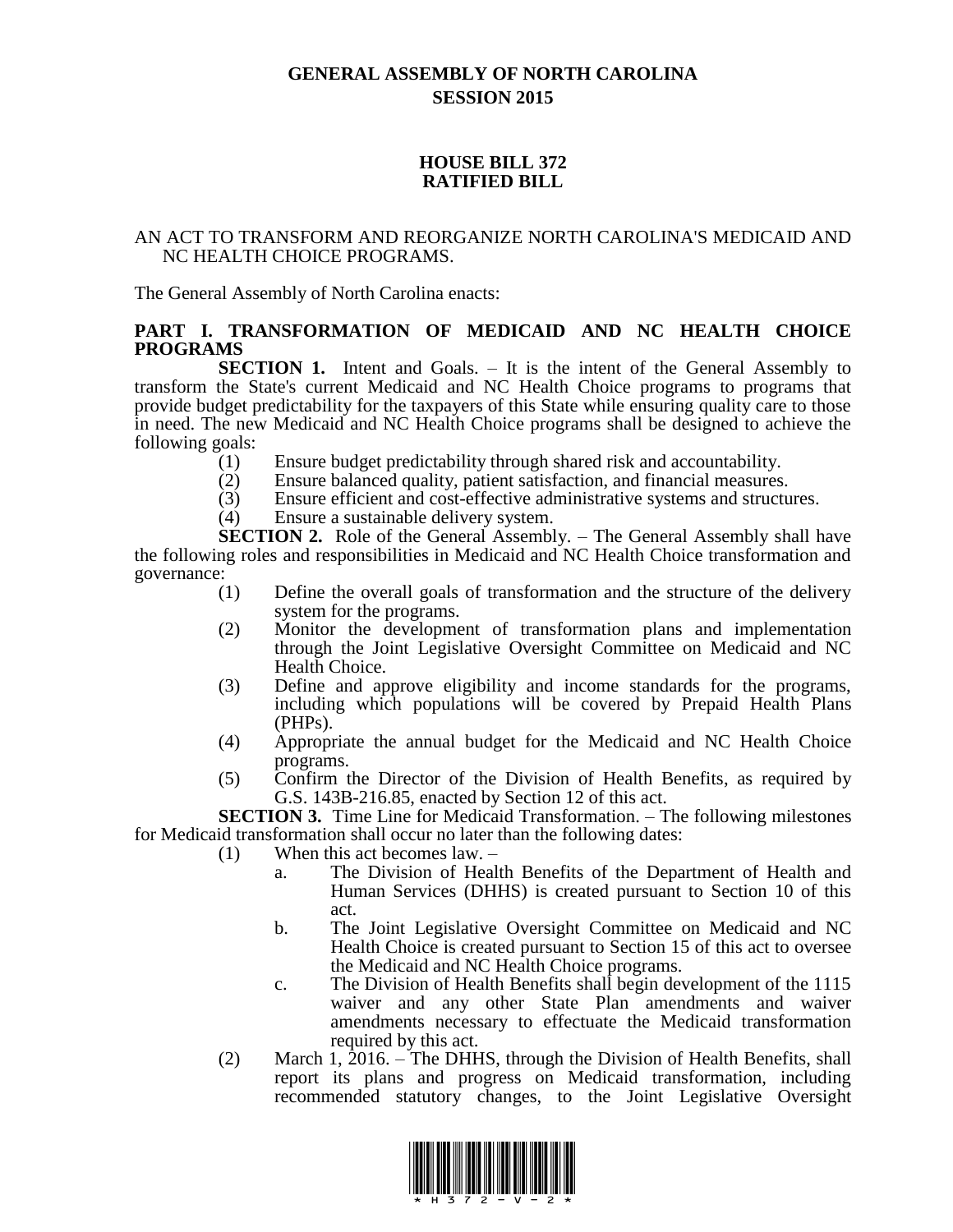# GENERAL ASSEMBLY OF NORTH CAROLINA
## SESSION 2015

## HOUSE BILL 372
## RATIFIED BILL

AN ACT TO TRANSFORM AND REORGANIZE NORTH CAROLINA'S MEDICAID AND NC HEALTH CHOICE PROGRAMS.

The General Assembly of North Carolina enacts:

**PART I. TRANSFORMATION OF MEDICAID AND NC HEALTH CHOICE PROGRAMS**

**SECTION 1.** Intent and Goals. – It is the intent of the General Assembly to transform the State's current Medicaid and NC Health Choice programs to programs that provide budget predictability for the taxpayers of this State while ensuring quality care to those in need. The new Medicaid and NC Health Choice programs shall be designed to achieve the following goals:

(1) Ensure budget predictability through shared risk and accountability.

(2) Ensure balanced quality, patient satisfaction, and financial measures.

(3) Ensure efficient and cost-effective administrative systems and structures.

(4) Ensure a sustainable delivery system.

**SECTION 2.** Role of the General Assembly. – The General Assembly shall have the following roles and responsibilities in Medicaid and NC Health Choice transformation and governance:

(1) Define the overall goals of transformation and the structure of the delivery system for the programs.

(2) Monitor the development of transformation plans and implementation through the Joint Legislative Oversight Committee on Medicaid and NC Health Choice.

(3) Define and approve eligibility and income standards for the programs, including which populations will be covered by Prepaid Health Plans (PHPs).

(4) Appropriate the annual budget for the Medicaid and NC Health Choice programs.

(5) Confirm the Director of the Division of Health Benefits, as required by G.S. 143B-216.85, enacted by Section 12 of this act.

**SECTION 3.** Time Line for Medicaid Transformation. – The following milestones for Medicaid transformation shall occur no later than the following dates:

(1) When this act becomes law. –

a. The Division of Health Benefits of the Department of Health and Human Services (DHHS) is created pursuant to Section 10 of this act.

b. The Joint Legislative Oversight Committee on Medicaid and NC Health Choice is created pursuant to Section 15 of this act to oversee the Medicaid and NC Health Choice programs.

c. The Division of Health Benefits shall begin development of the 1115 waiver and any other State Plan amendments and waiver amendments necessary to effectuate the Medicaid transformation required by this act.

(2) March 1, 2016. – The DHHS, through the Division of Health Benefits, shall report its plans and progress on Medicaid transformation, including recommended statutory changes, to the Joint Legislative Oversight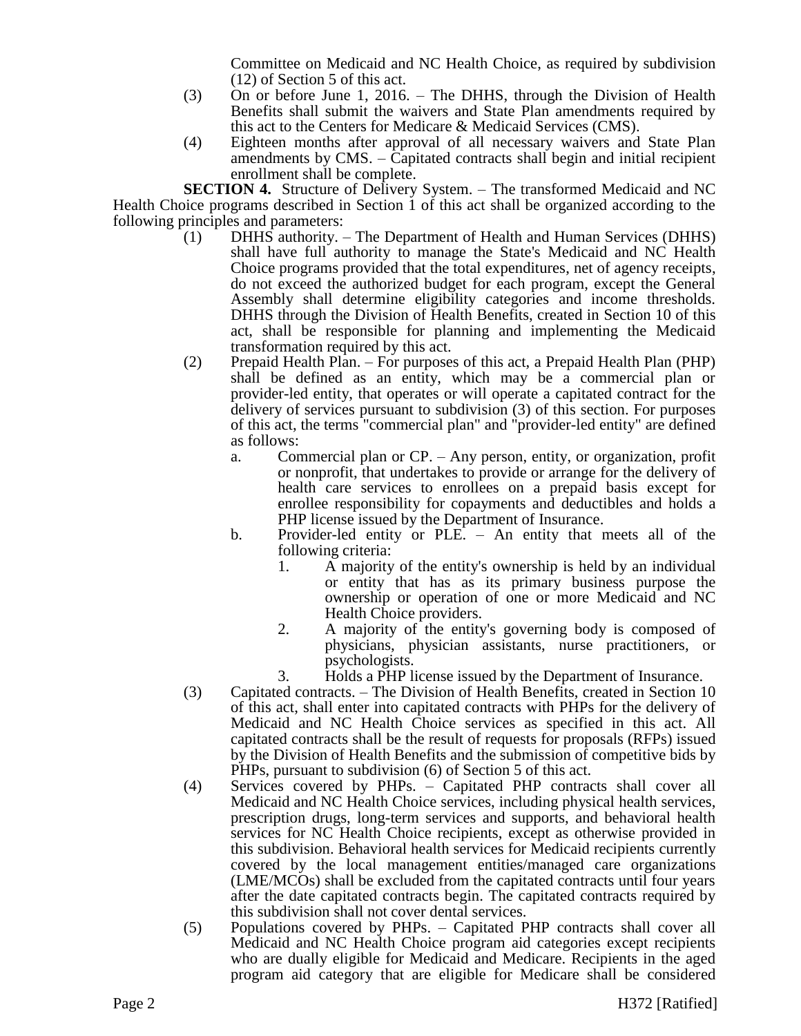Committee on Medicaid and NC Health Choice, as required by subdivision (12) of Section 5 of this act.

(3) On or before June 1, 2016. – The DHHS, through the Division of Health Benefits shall submit the waivers and State Plan amendments required by this act to the Centers for Medicare & Medicaid Services (CMS).

(4) Eighteen months after approval of all necessary waivers and State Plan amendments by CMS. – Capitated contracts shall begin and initial recipient enrollment shall be complete.

**SECTION 4.** Structure of Delivery System. – The transformed Medicaid and NC Health Choice programs described in Section 1 of this act shall be organized according to the following principles and parameters:

(1) DHHS authority. – The Department of Health and Human Services (DHHS) shall have full authority to manage the State's Medicaid and NC Health Choice programs provided that the total expenditures, net of agency receipts, do not exceed the authorized budget for each program, except the General Assembly shall determine eligibility categories and income thresholds. DHHS through the Division of Health Benefits, created in Section 10 of this act, shall be responsible for planning and implementing the Medicaid transformation required by this act.

(2) Prepaid Health Plan. – For purposes of this act, a Prepaid Health Plan (PHP) shall be defined as an entity, which may be a commercial plan or provider-led entity, that operates or will operate a capitated contract for the delivery of services pursuant to subdivision (3) of this section. For purposes of this act, the terms "commercial plan" and "provider-led entity" are defined as follows:

  a. Commercial plan or CP. – Any person, entity, or organization, profit or nonprofit, that undertakes to provide or arrange for the delivery of health care services to enrollees on a prepaid basis except for enrollee responsibility for copayments and deductibles and holds a PHP license issued by the Department of Insurance.

  b. Provider-led entity or PLE. – An entity that meets all of the following criteria:

    1. A majority of the entity's ownership is held by an individual or entity that has as its primary business purpose the ownership or operation of one or more Medicaid and NC Health Choice providers.

    2. A majority of the entity's governing body is composed of physicians, physician assistants, nurse practitioners, or psychologists.

    3. Holds a PHP license issued by the Department of Insurance.

(3) Capitated contracts. – The Division of Health Benefits, created in Section 10 of this act, shall enter into capitated contracts with PHPs for the delivery of Medicaid and NC Health Choice services as specified in this act. All capitated contracts shall be the result of requests for proposals (RFPs) issued by the Division of Health Benefits and the submission of competitive bids by PHPs, pursuant to subdivision (6) of Section 5 of this act.

(4) Services covered by PHPs. – Capitated PHP contracts shall cover all Medicaid and NC Health Choice services, including physical health services, prescription drugs, long-term services and supports, and behavioral health services for NC Health Choice recipients, except as otherwise provided in this subdivision. Behavioral health services for Medicaid recipients currently covered by the local management entities/managed care organizations (LME/MCOs) shall be excluded from the capitated contracts until four years after the date capitated contracts begin. The capitated contracts required by this subdivision shall not cover dental services.

(5) Populations covered by PHPs. – Capitated PHP contracts shall cover all Medicaid and NC Health Choice program aid categories except recipients who are dually eligible for Medicaid and Medicare. Recipients in the aged program aid category that are eligible for Medicare shall be considered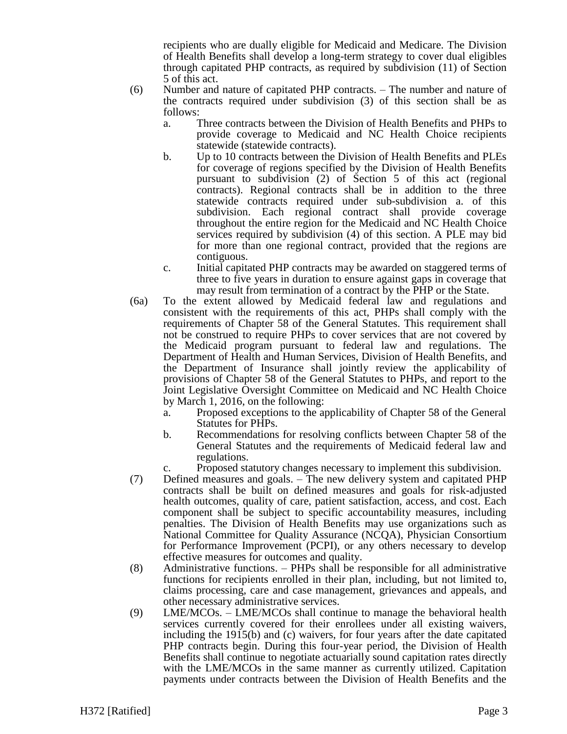recipients who are dually eligible for Medicaid and Medicare. The Division of Health Benefits shall develop a long-term strategy to cover dual eligibles through capitated PHP contracts, as required by subdivision (11) of Section 5 of this act.

(6) Number and nature of capitated PHP contracts. – The number and nature of the contracts required under subdivision (3) of this section shall be as follows:

a. Three contracts between the Division of Health Benefits and PHPs to provide coverage to Medicaid and NC Health Choice recipients statewide (statewide contracts).

b. Up to 10 contracts between the Division of Health Benefits and PLEs for coverage of regions specified by the Division of Health Benefits pursuant to subdivision (2) of Section 5 of this act (regional contracts). Regional contracts shall be in addition to the three statewide contracts required under sub-subdivision a. of this subdivision. Each regional contract shall provide coverage throughout the entire region for the Medicaid and NC Health Choice services required by subdivision (4) of this section. A PLE may bid for more than one regional contract, provided that the regions are contiguous.

c. Initial capitated PHP contracts may be awarded on staggered terms of three to five years in duration to ensure against gaps in coverage that may result from termination of a contract by the PHP or the State.

(6a) To the extent allowed by Medicaid federal law and regulations and consistent with the requirements of this act, PHPs shall comply with the requirements of Chapter 58 of the General Statutes. This requirement shall not be construed to require PHPs to cover services that are not covered by the Medicaid program pursuant to federal law and regulations. The Department of Health and Human Services, Division of Health Benefits, and the Department of Insurance shall jointly review the applicability of provisions of Chapter 58 of the General Statutes to PHPs, and report to the Joint Legislative Oversight Committee on Medicaid and NC Health Choice by March 1, 2016, on the following:

a. Proposed exceptions to the applicability of Chapter 58 of the General Statutes for PHPs.

b. Recommendations for resolving conflicts between Chapter 58 of the General Statutes and the requirements of Medicaid federal law and regulations.

c. Proposed statutory changes necessary to implement this subdivision.

(7) Defined measures and goals. – The new delivery system and capitated PHP contracts shall be built on defined measures and goals for risk-adjusted health outcomes, quality of care, patient satisfaction, access, and cost. Each component shall be subject to specific accountability measures, including penalties. The Division of Health Benefits may use organizations such as National Committee for Quality Assurance (NCQA), Physician Consortium for Performance Improvement (PCPI), or any others necessary to develop effective measures for outcomes and quality.

(8) Administrative functions. – PHPs shall be responsible for all administrative functions for recipients enrolled in their plan, including, but not limited to, claims processing, care and case management, grievances and appeals, and other necessary administrative services.

(9) LME/MCOs. – LME/MCOs shall continue to manage the behavioral health services currently covered for their enrollees under all existing waivers, including the 1915(b) and (c) waivers, for four years after the date capitated PHP contracts begin. During this four-year period, the Division of Health Benefits shall continue to negotiate actuarially sound capitation rates directly with the LME/MCOs in the same manner as currently utilized. Capitation payments under contracts between the Division of Health Benefits and the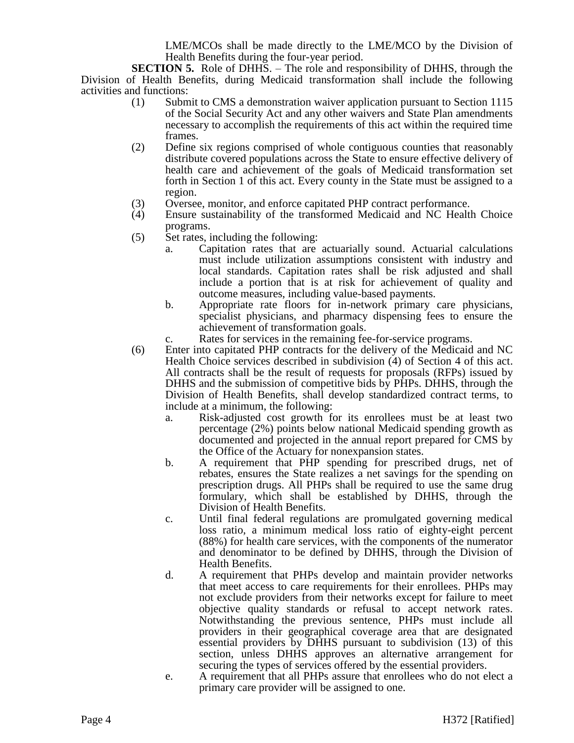LME/MCOs shall be made directly to the LME/MCO by the Division of Health Benefits during the four-year period.

**SECTION 5.** Role of DHHS. – The role and responsibility of DHHS, through the Division of Health Benefits, during Medicaid transformation shall include the following activities and functions:

(1) Submit to CMS a demonstration waiver application pursuant to Section 1115 of the Social Security Act and any other waivers and State Plan amendments necessary to accomplish the requirements of this act within the required time frames.

(2) Define six regions comprised of whole contiguous counties that reasonably distribute covered populations across the State to ensure effective delivery of health care and achievement of the goals of Medicaid transformation set forth in Section 1 of this act. Every county in the State must be assigned to a region.

(3) Oversee, monitor, and enforce capitated PHP contract performance.

(4) Ensure sustainability of the transformed Medicaid and NC Health Choice programs.

(5) Set rates, including the following:

a. Capitation rates that are actuarially sound. Actuarial calculations must include utilization assumptions consistent with industry and local standards. Capitation rates shall be risk adjusted and shall include a portion that is at risk for achievement of quality and outcome measures, including value-based payments.

b. Appropriate rate floors for in-network primary care physicians, specialist physicians, and pharmacy dispensing fees to ensure the achievement of transformation goals.

c. Rates for services in the remaining fee-for-service programs.

(6) Enter into capitated PHP contracts for the delivery of the Medicaid and NC Health Choice services described in subdivision (4) of Section 4 of this act. All contracts shall be the result of requests for proposals (RFPs) issued by DHHS and the submission of competitive bids by PHPs. DHHS, through the Division of Health Benefits, shall develop standardized contract terms, to include at a minimum, the following:

a. Risk-adjusted cost growth for its enrollees must be at least two percentage (2%) points below national Medicaid spending growth as documented and projected in the annual report prepared for CMS by the Office of the Actuary for nonexpansion states.

b. A requirement that PHP spending for prescribed drugs, net of rebates, ensures the State realizes a net savings for the spending on prescription drugs. All PHPs shall be required to use the same drug formulary, which shall be established by DHHS, through the Division of Health Benefits.

c. Until final federal regulations are promulgated governing medical loss ratio, a minimum medical loss ratio of eighty-eight percent (88%) for health care services, with the components of the numerator and denominator to be defined by DHHS, through the Division of Health Benefits.

d. A requirement that PHPs develop and maintain provider networks that meet access to care requirements for their enrollees. PHPs may not exclude providers from their networks except for failure to meet objective quality standards or refusal to accept network rates. Notwithstanding the previous sentence, PHPs must include all providers in their geographical coverage area that are designated essential providers by DHHS pursuant to subdivision (13) of this section, unless DHHS approves an alternative arrangement for securing the types of services offered by the essential providers.

e. A requirement that all PHPs assure that enrollees who do not elect a primary care provider will be assigned to one.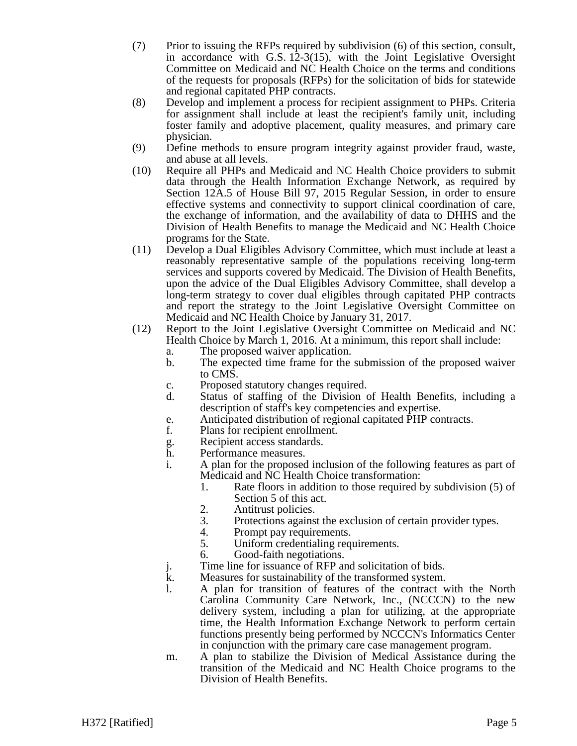(7) Prior to issuing the RFPs required by subdivision (6) of this section, consult, in accordance with G.S. 12-3(15), with the Joint Legislative Oversight Committee on Medicaid and NC Health Choice on the terms and conditions of the requests for proposals (RFPs) for the solicitation of bids for statewide and regional capitated PHP contracts.

(8) Develop and implement a process for recipient assignment to PHPs. Criteria for assignment shall include at least the recipient's family unit, including foster family and adoptive placement, quality measures, and primary care physician.

(9) Define methods to ensure program integrity against provider fraud, waste, and abuse at all levels.

(10) Require all PHPs and Medicaid and NC Health Choice providers to submit data through the Health Information Exchange Network, as required by Section 12A.5 of House Bill 97, 2015 Regular Session, in order to ensure effective systems and connectivity to support clinical coordination of care, the exchange of information, and the availability of data to DHHS and the Division of Health Benefits to manage the Medicaid and NC Health Choice programs for the State.

(11) Develop a Dual Eligibles Advisory Committee, which must include at least a reasonably representative sample of the populations receiving long-term services and supports covered by Medicaid. The Division of Health Benefits, upon the advice of the Dual Eligibles Advisory Committee, shall develop a long-term strategy to cover dual eligibles through capitated PHP contracts and report the strategy to the Joint Legislative Oversight Committee on Medicaid and NC Health Choice by January 31, 2017.

(12) Report to the Joint Legislative Oversight Committee on Medicaid and NC Health Choice by March 1, 2016. At a minimum, this report shall include:

  a. The proposed waiver application.
  b. The expected time frame for the submission of the proposed waiver to CMS.
  c. Proposed statutory changes required.
  d. Status of staffing of the Division of Health Benefits, including a description of staff's key competencies and expertise.
  e. Anticipated distribution of regional capitated PHP contracts.
  f. Plans for recipient enrollment.
  g. Recipient access standards.
  h. Performance measures.
  i. A plan for the proposed inclusion of the following features as part of Medicaid and NC Health Choice transformation:
    1. Rate floors in addition to those required by subdivision (5) of Section 5 of this act.
    2. Antitrust policies.
    3. Protections against the exclusion of certain provider types.
    4. Prompt pay requirements.
    5. Uniform credentialing requirements.
    6. Good-faith negotiations.
  j. Time line for issuance of RFP and solicitation of bids.
  k. Measures for sustainability of the transformed system.
  l. A plan for transition of features of the contract with the North Carolina Community Care Network, Inc., (NCCCN) to the new delivery system, including a plan for utilizing, at the appropriate time, the Health Information Exchange Network to perform certain functions presently being performed by NCCCN's Informatics Center in conjunction with the primary care case management program.
  m. A plan to stabilize the Division of Medical Assistance during the transition of the Medicaid and NC Health Choice programs to the Division of Health Benefits.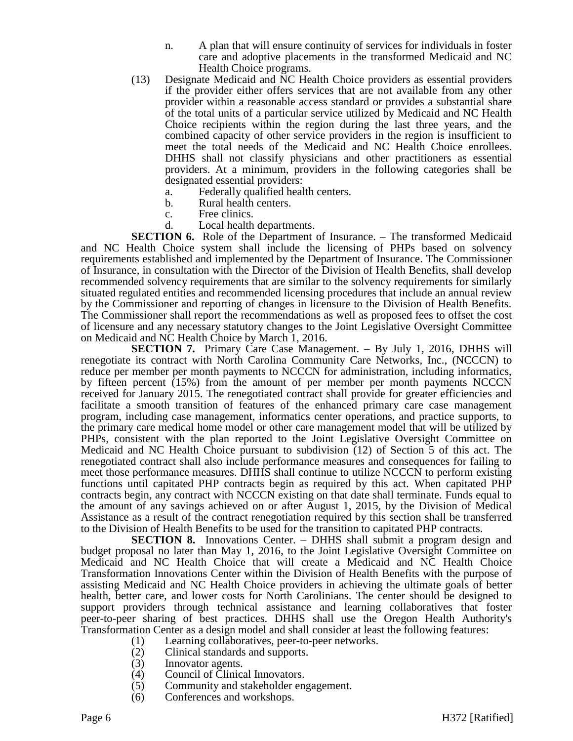n. A plan that will ensure continuity of services for individuals in foster care and adoptive placements in the transformed Medicaid and NC Health Choice programs.

(13) Designate Medicaid and NC Health Choice providers as essential providers if the provider either offers services that are not available from any other provider within a reasonable access standard or provides a substantial share of the total units of a particular service utilized by Medicaid and NC Health Choice recipients within the region during the last three years, and the combined capacity of other service providers in the region is insufficient to meet the total needs of the Medicaid and NC Health Choice enrollees. DHHS shall not classify physicians and other practitioners as essential providers. At a minimum, providers in the following categories shall be designated essential providers:

a. Federally qualified health centers.
b. Rural health centers.
c. Free clinics.
d. Local health departments.

**SECTION 6.** Role of the Department of Insurance. – The transformed Medicaid and NC Health Choice system shall include the licensing of PHPs based on solvency requirements established and implemented by the Department of Insurance. The Commissioner of Insurance, in consultation with the Director of the Division of Health Benefits, shall develop recommended solvency requirements that are similar to the solvency requirements for similarly situated regulated entities and recommended licensing procedures that include an annual review by the Commissioner and reporting of changes in licensure to the Division of Health Benefits. The Commissioner shall report the recommendations as well as proposed fees to offset the cost of licensure and any necessary statutory changes to the Joint Legislative Oversight Committee on Medicaid and NC Health Choice by March 1, 2016.

**SECTION 7.** Primary Care Case Management. – By July 1, 2016, DHHS will renegotiate its contract with North Carolina Community Care Networks, Inc., (NCCCN) to reduce per member per month payments to NCCCN for administration, including informatics, by fifteen percent (15%) from the amount of per member per month payments NCCCN received for January 2015. The renegotiated contract shall provide for greater efficiencies and facilitate a smooth transition of features of the enhanced primary care case management program, including case management, informatics center operations, and practice supports, to the primary care medical home model or other care management model that will be utilized by PHPs, consistent with the plan reported to the Joint Legislative Oversight Committee on Medicaid and NC Health Choice pursuant to subdivision (12) of Section 5 of this act. The renegotiated contract shall also include performance measures and consequences for failing to meet those performance measures. DHHS shall continue to utilize NCCCN to perform existing functions until capitated PHP contracts begin as required by this act. When capitated PHP contracts begin, any contract with NCCCN existing on that date shall terminate. Funds equal to the amount of any savings achieved on or after August 1, 2015, by the Division of Medical Assistance as a result of the contract renegotiation required by this section shall be transferred to the Division of Health Benefits to be used for the transition to capitated PHP contracts.

**SECTION 8.** Innovations Center. – DHHS shall submit a program design and budget proposal no later than May 1, 2016, to the Joint Legislative Oversight Committee on Medicaid and NC Health Choice that will create a Medicaid and NC Health Choice Transformation Innovations Center within the Division of Health Benefits with the purpose of assisting Medicaid and NC Health Choice providers in achieving the ultimate goals of better health, better care, and lower costs for North Carolinians. The center should be designed to support providers through technical assistance and learning collaboratives that foster peer-to-peer sharing of best practices. DHHS shall use the Oregon Health Authority's Transformation Center as a design model and shall consider at least the following features:

(1) Learning collaboratives, peer-to-peer networks.
(2) Clinical standards and supports.
(3) Innovator agents.
(4) Council of Clinical Innovators.
(5) Community and stakeholder engagement.
(6) Conferences and workshops.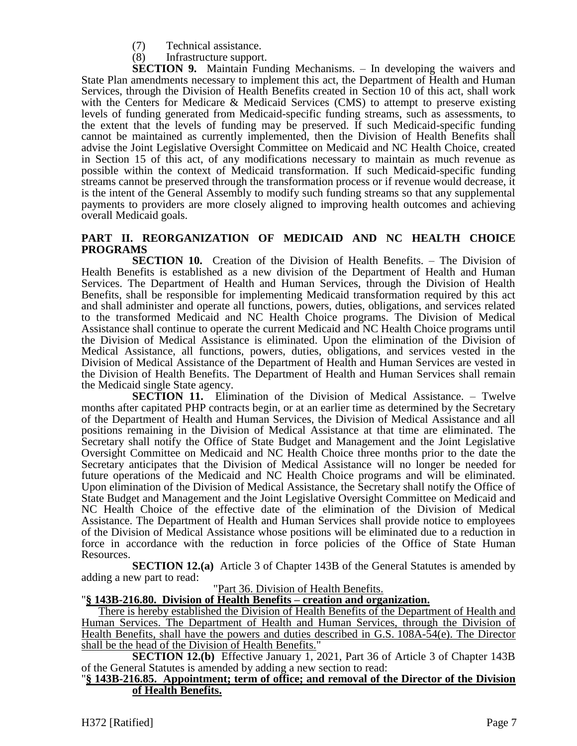(7) Technical assistance.

(8) Infrastructure support.

**SECTION 9.** Maintain Funding Mechanisms. – In developing the waivers and State Plan amendments necessary to implement this act, the Department of Health and Human Services, through the Division of Health Benefits created in Section 10 of this act, shall work with the Centers for Medicare & Medicaid Services (CMS) to attempt to preserve existing levels of funding generated from Medicaid-specific funding streams, such as assessments, to the extent that the levels of funding may be preserved. If such Medicaid-specific funding cannot be maintained as currently implemented, then the Division of Health Benefits shall advise the Joint Legislative Oversight Committee on Medicaid and NC Health Choice, created in Section 15 of this act, of any modifications necessary to maintain as much revenue as possible within the context of Medicaid transformation. If such Medicaid-specific funding streams cannot be preserved through the transformation process or if revenue would decrease, it is the intent of the General Assembly to modify such funding streams so that any supplemental payments to providers are more closely aligned to improving health outcomes and achieving overall Medicaid goals.

## PART II. REORGANIZATION OF MEDICAID AND NC HEALTH CHOICE PROGRAMS

**SECTION 10.** Creation of the Division of Health Benefits. – The Division of Health Benefits is established as a new division of the Department of Health and Human Services. The Department of Health and Human Services, through the Division of Health Benefits, shall be responsible for implementing Medicaid transformation required by this act and shall administer and operate all functions, powers, duties, obligations, and services related to the transformed Medicaid and NC Health Choice programs. The Division of Medical Assistance shall continue to operate the current Medicaid and NC Health Choice programs until the Division of Medical Assistance is eliminated. Upon the elimination of the Division of Medical Assistance, all functions, powers, duties, obligations, and services vested in the Division of Medical Assistance of the Department of Health and Human Services are vested in the Division of Health Benefits. The Department of Health and Human Services shall remain the Medicaid single State agency.

**SECTION 11.** Elimination of the Division of Medical Assistance. – Twelve months after capitated PHP contracts begin, or at an earlier time as determined by the Secretary of the Department of Health and Human Services, the Division of Medical Assistance and all positions remaining in the Division of Medical Assistance at that time are eliminated. The Secretary shall notify the Office of State Budget and Management and the Joint Legislative Oversight Committee on Medicaid and NC Health Choice three months prior to the date the Secretary anticipates that the Division of Medical Assistance will no longer be needed for future operations of the Medicaid and NC Health Choice programs and will be eliminated. Upon elimination of the Division of Medical Assistance, the Secretary shall notify the Office of State Budget and Management and the Joint Legislative Oversight Committee on Medicaid and NC Health Choice of the effective date of the elimination of the Division of Medical Assistance. The Department of Health and Human Services shall provide notice to employees of the Division of Medical Assistance whose positions will be eliminated due to a reduction in force in accordance with the reduction in force policies of the Office of State Human Resources.

**SECTION 12.(a)** Article 3 of Chapter 143B of the General Statutes is amended by adding a new part to read:

"<u>Part 36. Division of Health Benefits.</u>

"**<u>§ 143B-216.80. Division of Health Benefits – creation and organization.</u>**

<u>There is hereby established the Division of Health Benefits of the Department of Health and Human Services. The Department of Health and Human Services, through the Division of Health Benefits, shall have the powers and duties described in G.S. 108A-54(e). The Director shall be the head of the Division of Health Benefits.</u>"

**SECTION 12.(b)** Effective January 1, 2021, Part 36 of Article 3 of Chapter 143B of the General Statutes is amended by adding a new section to read:

"**<u>§ 143B-216.85. Appointment; term of office; and removal of the Director of the Division of Health Benefits.</u>**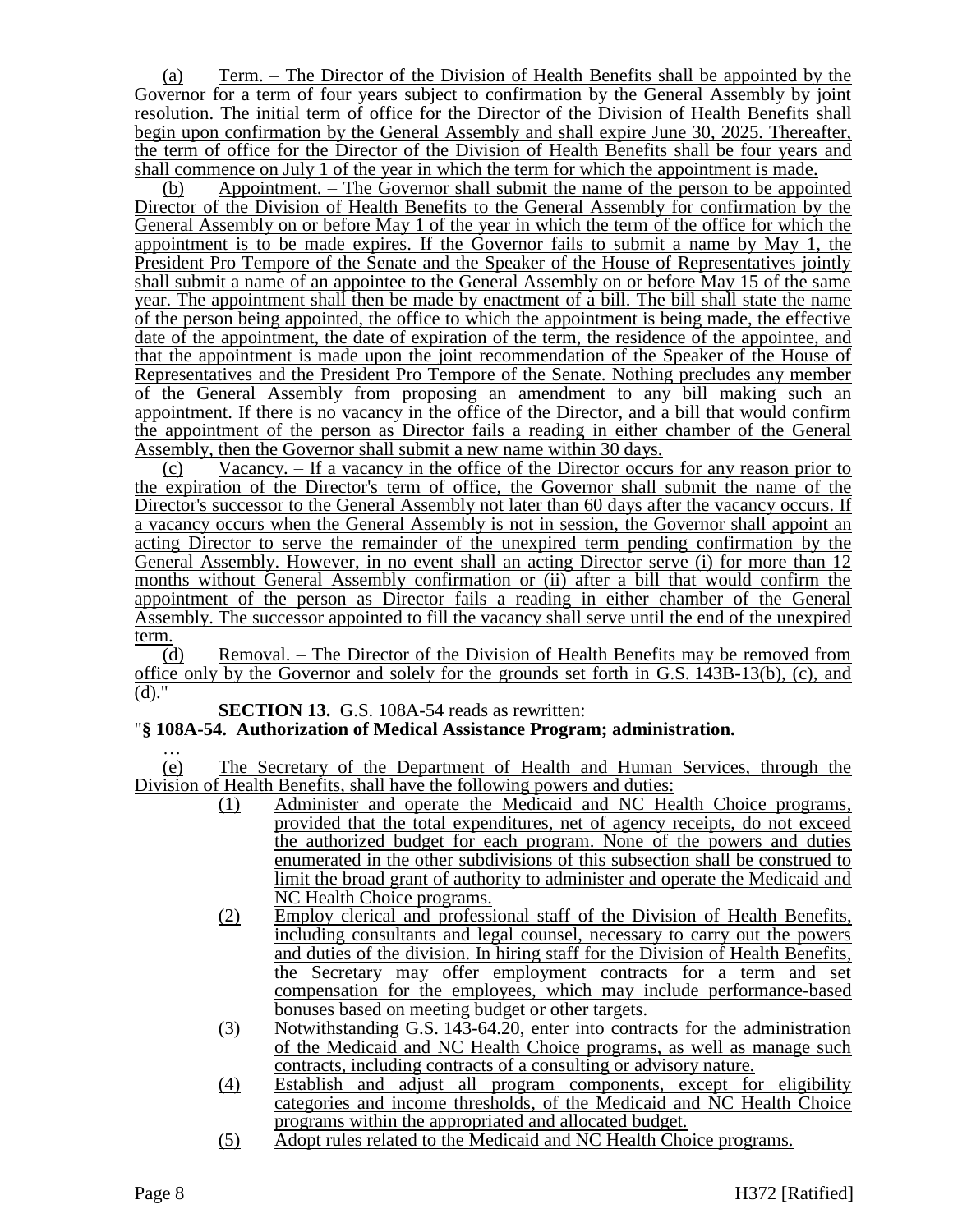(a) Term. – The Director of the Division of Health Benefits shall be appointed by the Governor for a term of four years subject to confirmation by the General Assembly by joint resolution. The initial term of office for the Director of the Division of Health Benefits shall begin upon confirmation by the General Assembly and shall expire June 30, 2025. Thereafter, the term of office for the Director of the Division of Health Benefits shall be four years and shall commence on July 1 of the year in which the term for which the appointment is made.

(b) Appointment. – The Governor shall submit the name of the person to be appointed Director of the Division of Health Benefits to the General Assembly for confirmation by the General Assembly on or before May 1 of the year in which the term of the office for which the appointment is to be made expires. If the Governor fails to submit a name by May 1, the President Pro Tempore of the Senate and the Speaker of the House of Representatives jointly shall submit a name of an appointee to the General Assembly on or before May 15 of the same year. The appointment shall then be made by enactment of a bill. The bill shall state the name of the person being appointed, the office to which the appointment is being made, the effective date of the appointment, the date of expiration of the term, the residence of the appointee, and that the appointment is made upon the joint recommendation of the Speaker of the House of Representatives and the President Pro Tempore of the Senate. Nothing precludes any member of the General Assembly from proposing an amendment to any bill making such an appointment. If there is no vacancy in the office of the Director, and a bill that would confirm the appointment of the person as Director fails a reading in either chamber of the General Assembly, then the Governor shall submit a new name within 30 days.

(c) Vacancy. – If a vacancy in the office of the Director occurs for any reason prior to the expiration of the Director's term of office, the Governor shall submit the name of the Director's successor to the General Assembly not later than 60 days after the vacancy occurs. If a vacancy occurs when the General Assembly is not in session, the Governor shall appoint an acting Director to serve the remainder of the unexpired term pending confirmation by the General Assembly. However, in no event shall an acting Director serve (i) for more than 12 months without General Assembly confirmation or (ii) after a bill that would confirm the appointment of the person as Director fails a reading in either chamber of the General Assembly. The successor appointed to fill the vacancy shall serve until the end of the unexpired term.

(d) Removal. – The Director of the Division of Health Benefits may be removed from office only by the Governor and solely for the grounds set forth in G.S. 143B-13(b), (c), and (d)."

**SECTION 13.** G.S. 108A-54 reads as rewritten:

"**§ 108A-54. Authorization of Medical Assistance Program; administration.**

…

(e) The Secretary of the Department of Health and Human Services, through the Division of Health Benefits, shall have the following powers and duties:

(1) Administer and operate the Medicaid and NC Health Choice programs, provided that the total expenditures, net of agency receipts, do not exceed the authorized budget for each program. None of the powers and duties enumerated in the other subdivisions of this subsection shall be construed to limit the broad grant of authority to administer and operate the Medicaid and NC Health Choice programs.

(2) Employ clerical and professional staff of the Division of Health Benefits, including consultants and legal counsel, necessary to carry out the powers and duties of the division. In hiring staff for the Division of Health Benefits, the Secretary may offer employment contracts for a term and set compensation for the employees, which may include performance-based bonuses based on meeting budget or other targets.

(3) Notwithstanding G.S. 143-64.20, enter into contracts for the administration of the Medicaid and NC Health Choice programs, as well as manage such contracts, including contracts of a consulting or advisory nature.

(4) Establish and adjust all program components, except for eligibility categories and income thresholds, of the Medicaid and NC Health Choice programs within the appropriated and allocated budget.

(5) Adopt rules related to the Medicaid and NC Health Choice programs.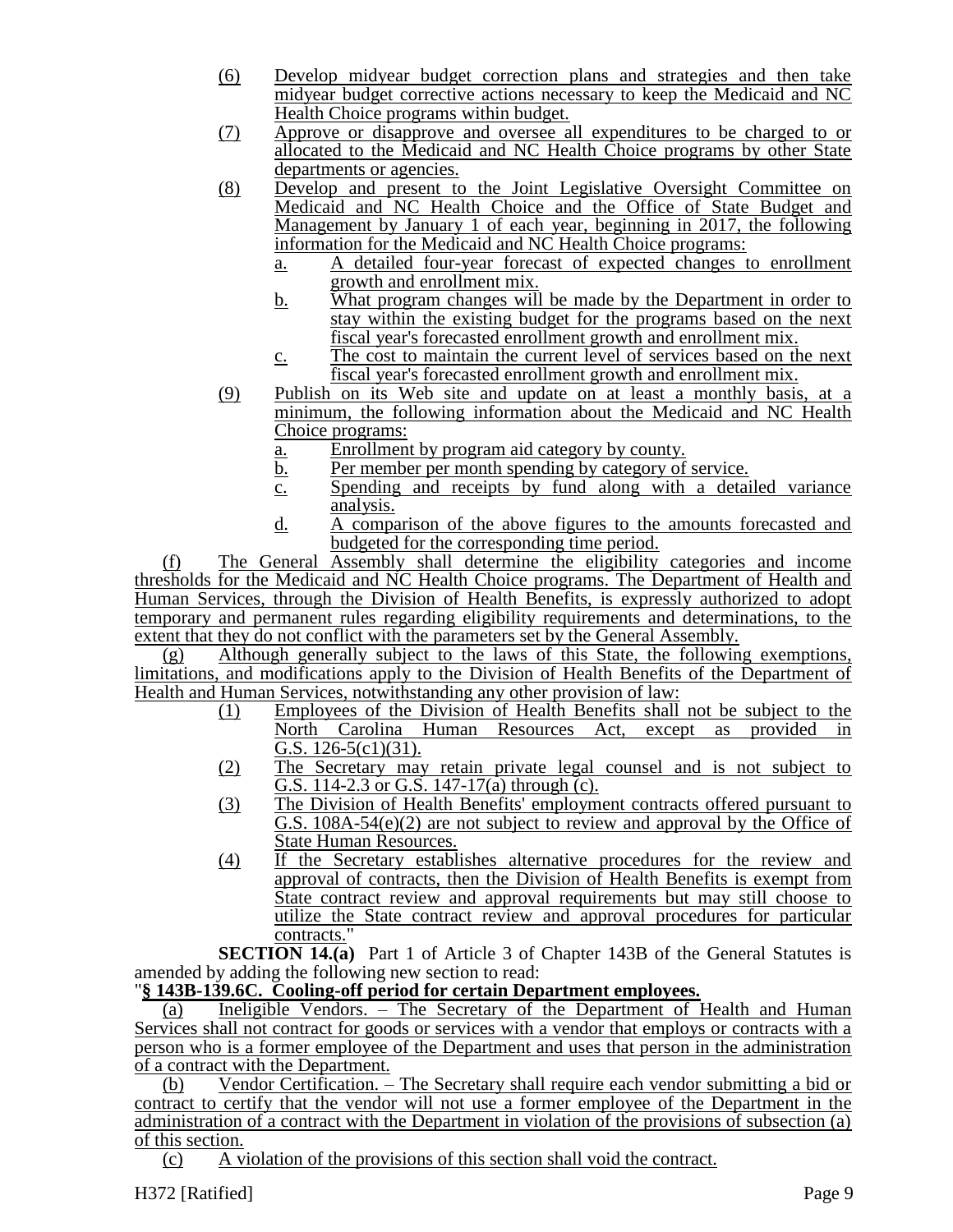(6) Develop midyear budget correction plans and strategies and then take midyear budget corrective actions necessary to keep the Medicaid and NC Health Choice programs within budget.

(7) Approve or disapprove and oversee all expenditures to be charged to or allocated to the Medicaid and NC Health Choice programs by other State departments or agencies.

(8) Develop and present to the Joint Legislative Oversight Committee on Medicaid and NC Health Choice and the Office of State Budget and Management by January 1 of each year, beginning in 2017, the following information for the Medicaid and NC Health Choice programs:

a. A detailed four-year forecast of expected changes to enrollment growth and enrollment mix.

b. What program changes will be made by the Department in order to stay within the existing budget for the programs based on the next fiscal year's forecasted enrollment growth and enrollment mix.

c. The cost to maintain the current level of services based on the next fiscal year's forecasted enrollment growth and enrollment mix.

(9) Publish on its Web site and update on at least a monthly basis, at a minimum, the following information about the Medicaid and NC Health Choice programs:

a. Enrollment by program aid category by county.

b. Per member per month spending by category of service.

c. Spending and receipts by fund along with a detailed variance analysis.

d. A comparison of the above figures to the amounts forecasted and budgeted for the corresponding time period.

(f) The General Assembly shall determine the eligibility categories and income thresholds for the Medicaid and NC Health Choice programs. The Department of Health and Human Services, through the Division of Health Benefits, is expressly authorized to adopt temporary and permanent rules regarding eligibility requirements and determinations, to the extent that they do not conflict with the parameters set by the General Assembly.

(g) Although generally subject to the laws of this State, the following exemptions, limitations, and modifications apply to the Division of Health Benefits of the Department of Health and Human Services, notwithstanding any other provision of law:

(1) Employees of the Division of Health Benefits shall not be subject to the North Carolina Human Resources Act, except as provided in G.S. 126-5(c1)(31).

(2) The Secretary may retain private legal counsel and is not subject to G.S. 114-2.3 or G.S. 147-17(a) through (c).

(3) The Division of Health Benefits' employment contracts offered pursuant to G.S. 108A-54(e)(2) are not subject to review and approval by the Office of State Human Resources.

(4) If the Secretary establishes alternative procedures for the review and approval of contracts, then the Division of Health Benefits is exempt from State contract review and approval requirements but may still choose to utilize the State contract review and approval procedures for particular contracts."

**SECTION 14.(a)** Part 1 of Article 3 of Chapter 143B of the General Statutes is amended by adding the following new section to read:

"**§ 143B-139.6C. Cooling-off period for certain Department employees.**

(a) Ineligible Vendors. – The Secretary of the Department of Health and Human Services shall not contract for goods or services with a vendor that employs or contracts with a person who is a former employee of the Department and uses that person in the administration of a contract with the Department.

(b) Vendor Certification. – The Secretary shall require each vendor submitting a bid or contract to certify that the vendor will not use a former employee of the Department in the administration of a contract with the Department in violation of the provisions of subsection (a) of this section.

(c) A violation of the provisions of this section shall void the contract.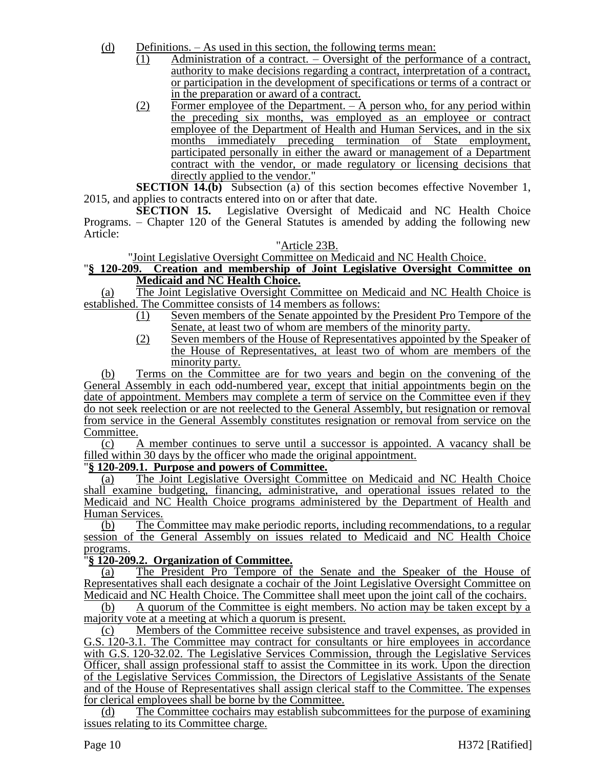(d) Definitions. – As used in this section, the following terms mean:

(1) Administration of a contract. – Oversight of the performance of a contract, authority to make decisions regarding a contract, interpretation of a contract, or participation in the development of specifications or terms of a contract or in the preparation or award of a contract.

(2) Former employee of the Department. – A person who, for any period within the preceding six months, was employed as an employee or contract employee of the Department of Health and Human Services, and in the six months immediately preceding termination of State employment, participated personally in either the award or management of a Department contract with the vendor, or made regulatory or licensing decisions that directly applied to the vendor."

**SECTION 14.(b)** Subsection (a) of this section becomes effective November 1, 2015, and applies to contracts entered into on or after that date.

**SECTION 15.** Legislative Oversight of Medicaid and NC Health Choice Programs. – Chapter 120 of the General Statutes is amended by adding the following new Article:

"Article 23B.

"Joint Legislative Oversight Committee on Medicaid and NC Health Choice.

"**§ 120-209. Creation and membership of Joint Legislative Oversight Committee on Medicaid and NC Health Choice.**

(a) The Joint Legislative Oversight Committee on Medicaid and NC Health Choice is established. The Committee consists of 14 members as follows:

(1) Seven members of the Senate appointed by the President Pro Tempore of the Senate, at least two of whom are members of the minority party.

(2) Seven members of the House of Representatives appointed by the Speaker of the House of Representatives, at least two of whom are members of the minority party.

(b) Terms on the Committee are for two years and begin on the convening of the General Assembly in each odd-numbered year, except that initial appointments begin on the date of appointment. Members may complete a term of service on the Committee even if they do not seek reelection or are not reelected to the General Assembly, but resignation or removal from service in the General Assembly constitutes resignation or removal from service on the Committee.

(c) A member continues to serve until a successor is appointed. A vacancy shall be filled within 30 days by the officer who made the original appointment.

"**§ 120-209.1. Purpose and powers of Committee.**

(a) The Joint Legislative Oversight Committee on Medicaid and NC Health Choice shall examine budgeting, financing, administrative, and operational issues related to the Medicaid and NC Health Choice programs administered by the Department of Health and Human Services.

(b) The Committee may make periodic reports, including recommendations, to a regular session of the General Assembly on issues related to Medicaid and NC Health Choice programs.

"**§ 120-209.2. Organization of Committee.**

(a) The President Pro Tempore of the Senate and the Speaker of the House of Representatives shall each designate a cochair of the Joint Legislative Oversight Committee on Medicaid and NC Health Choice. The Committee shall meet upon the joint call of the cochairs.

(b) A quorum of the Committee is eight members. No action may be taken except by a majority vote at a meeting at which a quorum is present.

(c) Members of the Committee receive subsistence and travel expenses, as provided in G.S. 120-3.1. The Committee may contract for consultants or hire employees in accordance with G.S. 120-32.02. The Legislative Services Commission, through the Legislative Services Officer, shall assign professional staff to assist the Committee in its work. Upon the direction of the Legislative Services Commission, the Directors of Legislative Assistants of the Senate and of the House of Representatives shall assign clerical staff to the Committee. The expenses for clerical employees shall be borne by the Committee.

(d) The Committee cochairs may establish subcommittees for the purpose of examining issues relating to its Committee charge.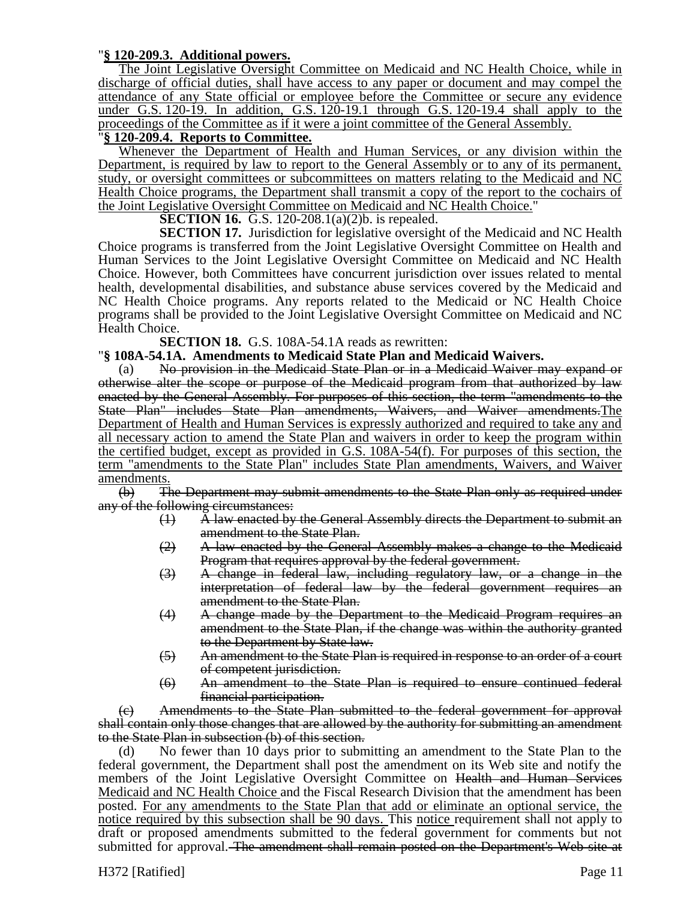"**§ 120-209.3. Additional powers.**

The Joint Legislative Oversight Committee on Medicaid and NC Health Choice, while in discharge of official duties, shall have access to any paper or document and may compel the attendance of any State official or employee before the Committee or secure any evidence under G.S. 120-19. In addition, G.S. 120-19.1 through G.S. 120-19.4 shall apply to the proceedings of the Committee as if it were a joint committee of the General Assembly.

"**§ 120-209.4. Reports to Committee.**

Whenever the Department of Health and Human Services, or any division within the Department, is required by law to report to the General Assembly or to any of its permanent, study, or oversight committees or subcommittees on matters relating to the Medicaid and NC Health Choice programs, the Department shall transmit a copy of the report to the cochairs of the Joint Legislative Oversight Committee on Medicaid and NC Health Choice."

**SECTION 16.** G.S. 120-208.1(a)(2)b. is repealed.

**SECTION 17.** Jurisdiction for legislative oversight of the Medicaid and NC Health Choice programs is transferred from the Joint Legislative Oversight Committee on Health and Human Services to the Joint Legislative Oversight Committee on Medicaid and NC Health Choice. However, both Committees have concurrent jurisdiction over issues related to mental health, developmental disabilities, and substance abuse services covered by the Medicaid and NC Health Choice programs. Any reports related to the Medicaid or NC Health Choice programs shall be provided to the Joint Legislative Oversight Committee on Medicaid and NC Health Choice.

**SECTION 18.** G.S. 108A-54.1A reads as rewritten:

"**§ 108A-54.1A. Amendments to Medicaid State Plan and Medicaid Waivers.**

(a) ~~No provision in the Medicaid State Plan or in a Medicaid Waiver may expand or otherwise alter the scope or purpose of the Medicaid program from that authorized by law enacted by the General Assembly. For purposes of this section, the term "amendments to the State Plan" includes State Plan amendments, Waivers, and Waiver amendments.~~The Department of Health and Human Services is expressly authorized and required to take any and all necessary action to amend the State Plan and waivers in order to keep the program within the certified budget, except as provided in G.S. 108A-54(f). For purposes of this section, the term "amendments to the State Plan" includes State Plan amendments, Waivers, and Waiver amendments.

~~(b) The Department may submit amendments to the State Plan only as required under any of the following circumstances:~~

~~(1) A law enacted by the General Assembly directs the Department to submit an amendment to the State Plan.~~

~~(2) A law enacted by the General Assembly makes a change to the Medicaid Program that requires approval by the federal government.~~

~~(3) A change in federal law, including regulatory law, or a change in the interpretation of federal law by the federal government requires an amendment to the State Plan.~~

~~(4) A change made by the Department to the Medicaid Program requires an amendment to the State Plan, if the change was within the authority granted to the Department by State law.~~

~~(5) An amendment to the State Plan is required in response to an order of a court of competent jurisdiction.~~

~~(6) An amendment to the State Plan is required to ensure continued federal financial participation.~~

~~(c) Amendments to the State Plan submitted to the federal government for approval shall contain only those changes that are allowed by the authority for submitting an amendment to the State Plan in subsection (b) of this section.~~

(d) No fewer than 10 days prior to submitting an amendment to the State Plan to the federal government, the Department shall post the amendment on its Web site and notify the members of the Joint Legislative Oversight Committee on ~~Health and Human Services~~ Medicaid and NC Health Choice and the Fiscal Research Division that the amendment has been posted. For any amendments to the State Plan that add or eliminate an optional service, the notice required by this subsection shall be 90 days. This notice requirement shall not apply to draft or proposed amendments submitted to the federal government for comments but not submitted for approval. ~~The amendment shall remain posted on the Department's Web site at~~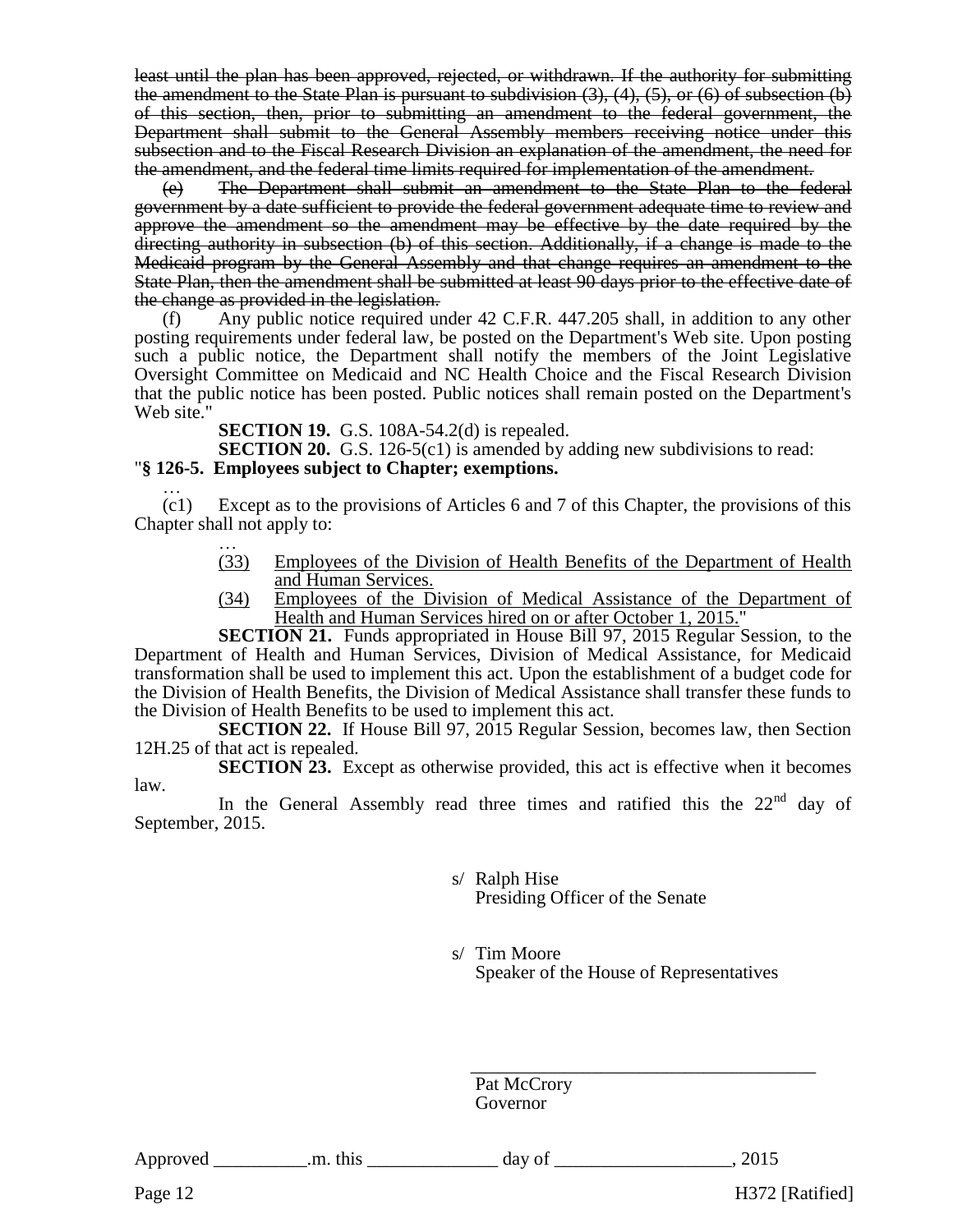~~least until the plan has been approved, rejected, or withdrawn. If the authority for submitting the amendment to the State Plan is pursuant to subdivision (3), (4), (5), or (6) of subsection (b) of this section, then, prior to submitting an amendment to the federal government, the Department shall submit to the General Assembly members receiving notice under this subsection and to the Fiscal Research Division an explanation of the amendment, the need for the amendment, and the federal time limits required for implementation of the amendment.~~

~~(e) The Department shall submit an amendment to the State Plan to the federal government by a date sufficient to provide the federal government adequate time to review and approve the amendment so the amendment may be effective by the date required by the directing authority in subsection (b) of this section. Additionally, if a change is made to the Medicaid program by the General Assembly and that change requires an amendment to the State Plan, then the amendment shall be submitted at least 90 days prior to the effective date of the change as provided in the legislation.~~

(f) Any public notice required under 42 C.F.R. 447.205 shall, in addition to any other posting requirements under federal law, be posted on the Department's Web site. Upon posting such a public notice, the Department shall notify the members of the Joint Legislative Oversight Committee on Medicaid and NC Health Choice and the Fiscal Research Division that the public notice has been posted. Public notices shall remain posted on the Department's Web site."

**SECTION 19.** G.S. 108A-54.2(d) is repealed.

**SECTION 20.** G.S. 126-5(c1) is amended by adding new subdivisions to read:

"**§ 126-5. Employees subject to Chapter; exemptions.**

…

(c1) Except as to the provisions of Articles 6 and 7 of this Chapter, the provisions of this Chapter shall not apply to:

…

<u>(33) Employees of the Division of Health Benefits of the Department of Health and Human Services.</u>

<u>(34) Employees of the Division of Medical Assistance of the Department of Health and Human Services hired on or after October 1, 2015.</u>"

**SECTION 21.** Funds appropriated in House Bill 97, 2015 Regular Session, to the Department of Health and Human Services, Division of Medical Assistance, for Medicaid transformation shall be used to implement this act. Upon the establishment of a budget code for the Division of Health Benefits, the Division of Medical Assistance shall transfer these funds to the Division of Health Benefits to be used to implement this act.

**SECTION 22.** If House Bill 97, 2015 Regular Session, becomes law, then Section 12H.25 of that act is repealed.

**SECTION 23.** Except as otherwise provided, this act is effective when it becomes law.

In the General Assembly read three times and ratified this the 22nd day of September, 2015.

s/ Ralph Hise
Presiding Officer of the Senate

s/ Tim Moore
Speaker of the House of Representatives

\_\_\_\_\_\_\_\_\_\_\_\_\_\_\_\_\_\_\_\_\_\_\_\_\_\_\_\_\_\_\_\_\_\_\_\_\_\_
Pat McCrory
Governor

Approved \_\_\_\_\_\_\_\_\_\_.m. this \_\_\_\_\_\_\_\_\_\_\_\_\_\_ day of \_\_\_\_\_\_\_\_\_\_\_\_\_\_\_\_\_\_\_, 2015